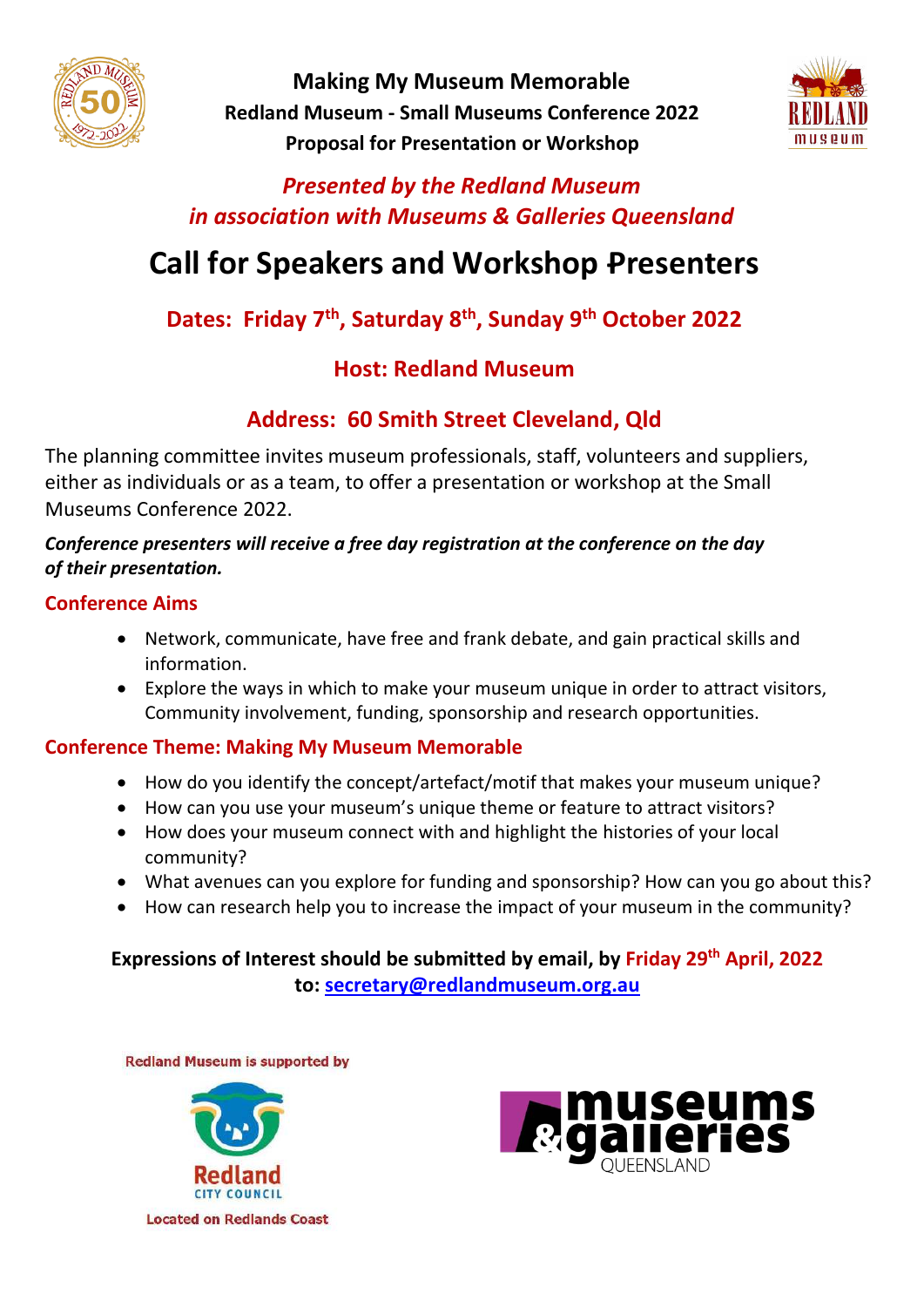**Making My Museum Memorable**

**Redland Museum - Small Museums Conference 2022**

**Proposal for Presentation or Workshop**

***Presented by the Redland Museum***
***in association with Museums & Galleries Queensland***

# Call for Speakers and Workshop Presenters

## Dates: Friday 7th, Saturday 8th, Sunday 9th October 2022

## Host: Redland Museum

## Address: 60 Smith Street Cleveland, Qld

The planning committee invites museum professionals, staff, volunteers and suppliers, either as individuals or as a team, to offer a presentation or workshop at the Small Museums Conference 2022.

***Conference presenters will receive a free day registration at the conference on the day of their presentation.***

### Conference Aims

- Network, communicate, have free and frank debate, and gain practical skills and information.
- Explore the ways in which to make your museum unique in order to attract visitors, Community involvement, funding, sponsorship and research opportunities.

### Conference Theme: Making My Museum Memorable

- How do you identify the concept/artefact/motif that makes your museum unique?
- How can you use your museum's unique theme or feature to attract visitors?
- How does your museum connect with and highlight the histories of your local community?
- What avenues can you explore for funding and sponsorship? How can you go about this?
- How can research help you to increase the impact of your museum in the community?

**Expressions of Interest should be submitted by email, by Friday 29th April, 2022 to: secretary@redlandmuseum.org.au**

Redland Museum is supported by

Redland City Council

Located on Redlands Coast

museums & galleries QUEENSLAND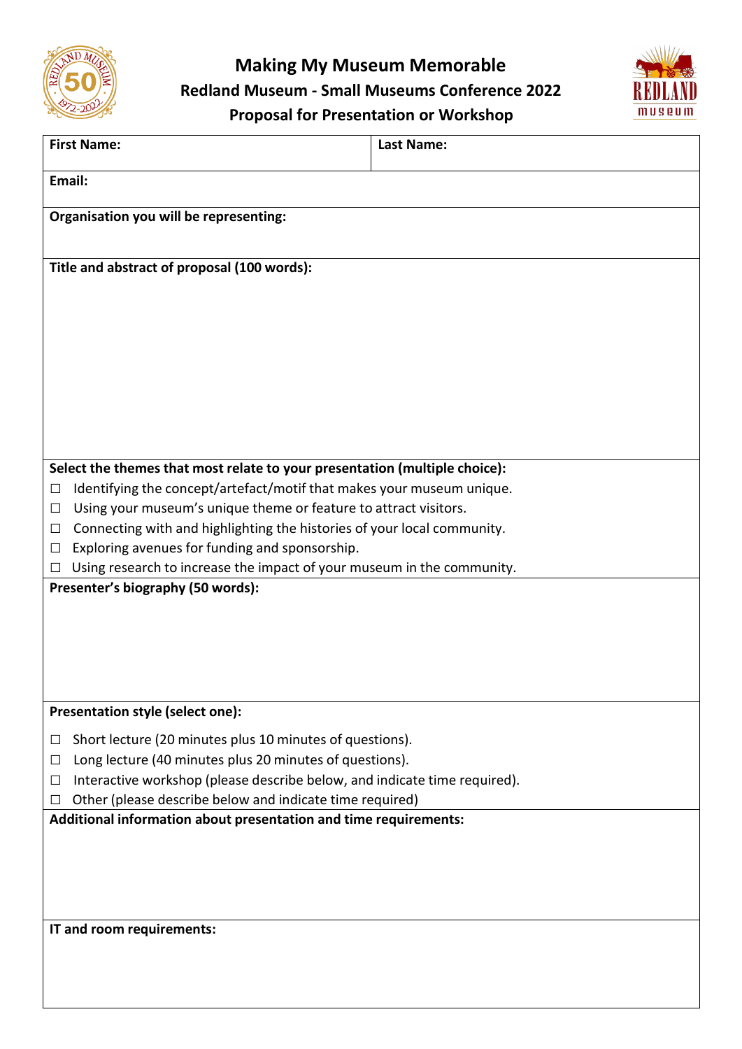# Making My Museum Memorable

## Redland Museum - Small Museums Conference 2022

## Proposal for Presentation or Workshop

| **First Name:** | **Last Name:** |
|---|---|
| **Email:** | |
| **Organisation you will be representing:** | |

**Title and abstract of proposal (100 words):**

**Select the themes that most relate to your presentation (multiple choice):**

- ☐ Identifying the concept/artefact/motif that makes your museum unique.
- ☐ Using your museum's unique theme or feature to attract visitors.
- ☐ Connecting with and highlighting the histories of your local community.
- ☐ Exploring avenues for funding and sponsorship.
- ☐ Using research to increase the impact of your museum in the community.

**Presenter's biography (50 words):**

**Presentation style (select one):**

- ☐ Short lecture (20 minutes plus 10 minutes of questions).
- ☐ Long lecture (40 minutes plus 20 minutes of questions).
- ☐ Interactive workshop (please describe below, and indicate time required).
- ☐ Other (please describe below and indicate time required)

**Additional information about presentation and time requirements:**

**IT and room requirements:**